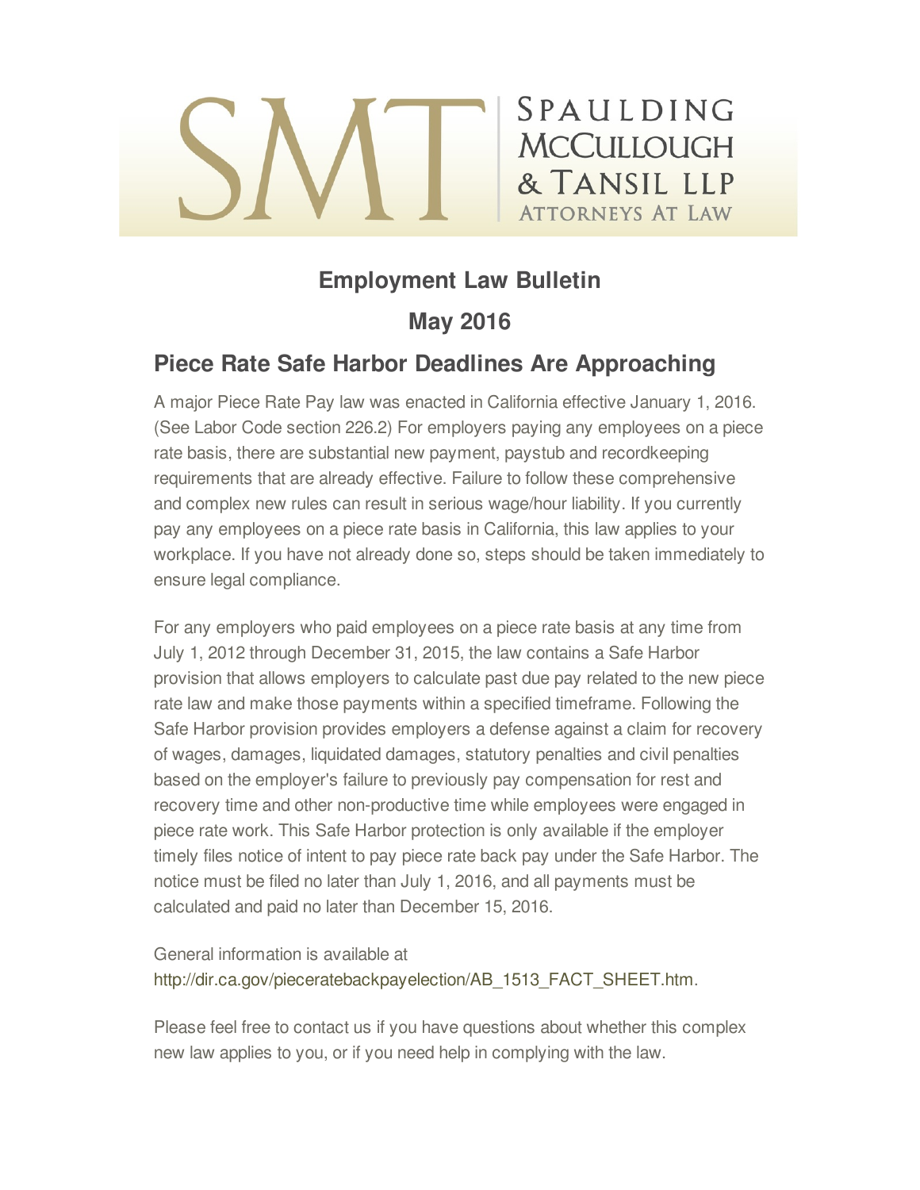# Spaulding McCullough & Tansil LLP

Attorneys At Law

## Employment Law Bulletin

## May 2016

### Piece Rate Safe Harbor Deadlines Are Approaching

A major Piece Rate Pay law was enacted in California effective January 1, 2016. (See Labor Code section 226.2) For employers paying any employees on a piece rate basis, there are substantial new payment, paystub and recordkeeping requirements that are already effective. Failure to follow these comprehensive and complex new rules can result in serious wage/hour liability. If you currently pay any employees on a piece rate basis in California, this law applies to your workplace. If you have not already done so, steps should be taken immediately to ensure legal compliance.

For any employers who paid employees on a piece rate basis at any time from July 1, 2012 through December 31, 2015, the law contains a Safe Harbor provision that allows employers to calculate past due pay related to the new piece rate law and make those payments within a specified timeframe. Following the Safe Harbor provision provides employers a defense against a claim for recovery of wages, damages, liquidated damages, statutory penalties and civil penalties based on the employer's failure to previously pay compensation for rest and recovery time and other non-productive time while employees were engaged in piece rate work. This Safe Harbor protection is only available if the employer timely files notice of intent to pay piece rate back pay under the Safe Harbor. The notice must be filed no later than July 1, 2016, and all payments must be calculated and paid no later than December 15, 2016.

General information is available at http://dir.ca.gov/pieceratebackpayelection/AB_1513_FACT_SHEET.htm.

Please feel free to contact us if you have questions about whether this complex new law applies to you, or if you need help in complying with the law.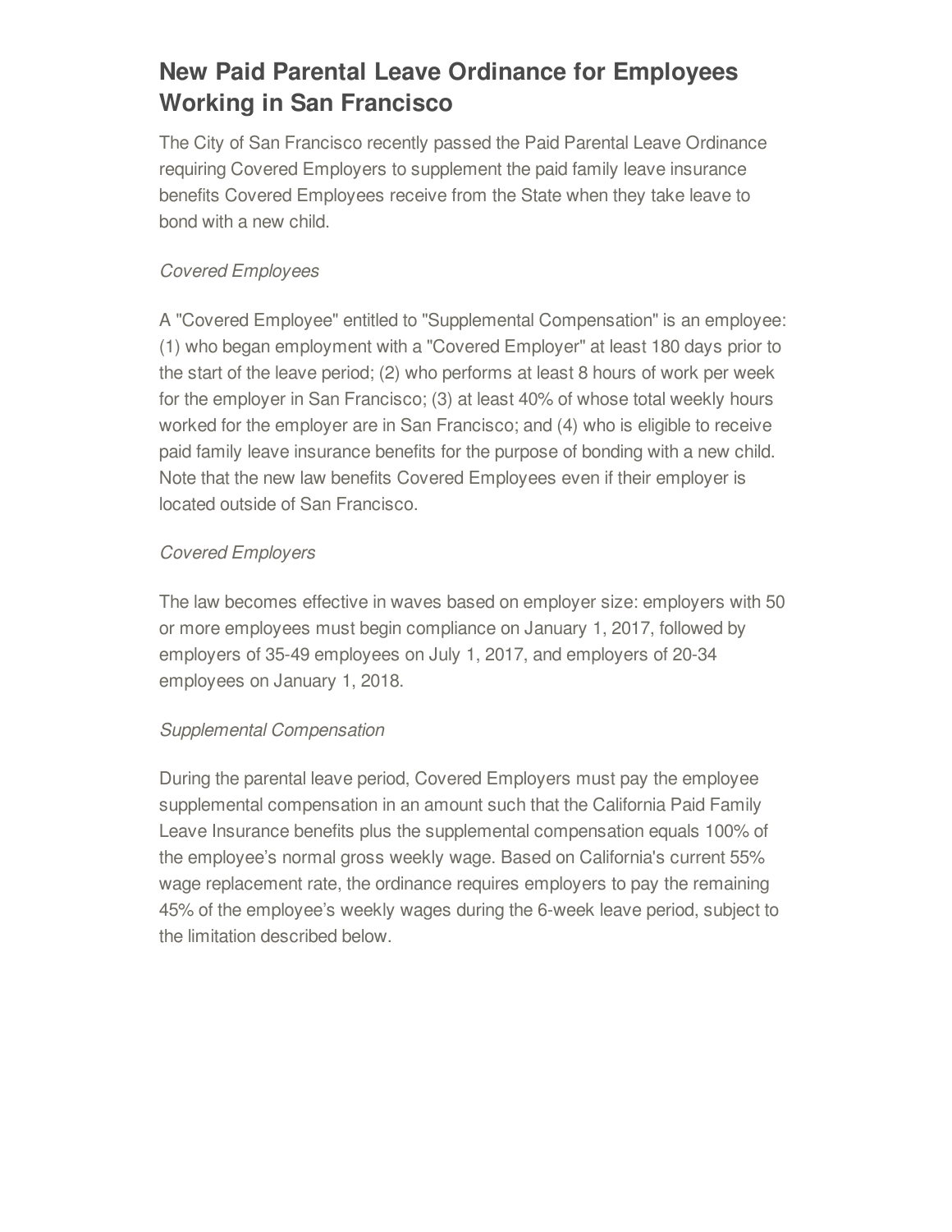## New Paid Parental Leave Ordinance for Employees Working in San Francisco

The City of San Francisco recently passed the Paid Parental Leave Ordinance requiring Covered Employers to supplement the paid family leave insurance benefits Covered Employees receive from the State when they take leave to bond with a new child.

*Covered Employees*

A "Covered Employee" entitled to "Supplemental Compensation" is an employee: (1) who began employment with a "Covered Employer" at least 180 days prior to the start of the leave period; (2) who performs at least 8 hours of work per week for the employer in San Francisco; (3) at least 40% of whose total weekly hours worked for the employer are in San Francisco; and (4) who is eligible to receive paid family leave insurance benefits for the purpose of bonding with a new child. Note that the new law benefits Covered Employees even if their employer is located outside of San Francisco.

*Covered Employers*

The law becomes effective in waves based on employer size: employers with 50 or more employees must begin compliance on January 1, 2017, followed by employers of 35-49 employees on July 1, 2017, and employers of 20-34 employees on January 1, 2018.

*Supplemental Compensation*

During the parental leave period, Covered Employers must pay the employee supplemental compensation in an amount such that the California Paid Family Leave Insurance benefits plus the supplemental compensation equals 100% of the employee's normal gross weekly wage. Based on California's current 55% wage replacement rate, the ordinance requires employers to pay the remaining 45% of the employee's weekly wages during the 6-week leave period, subject to the limitation described below.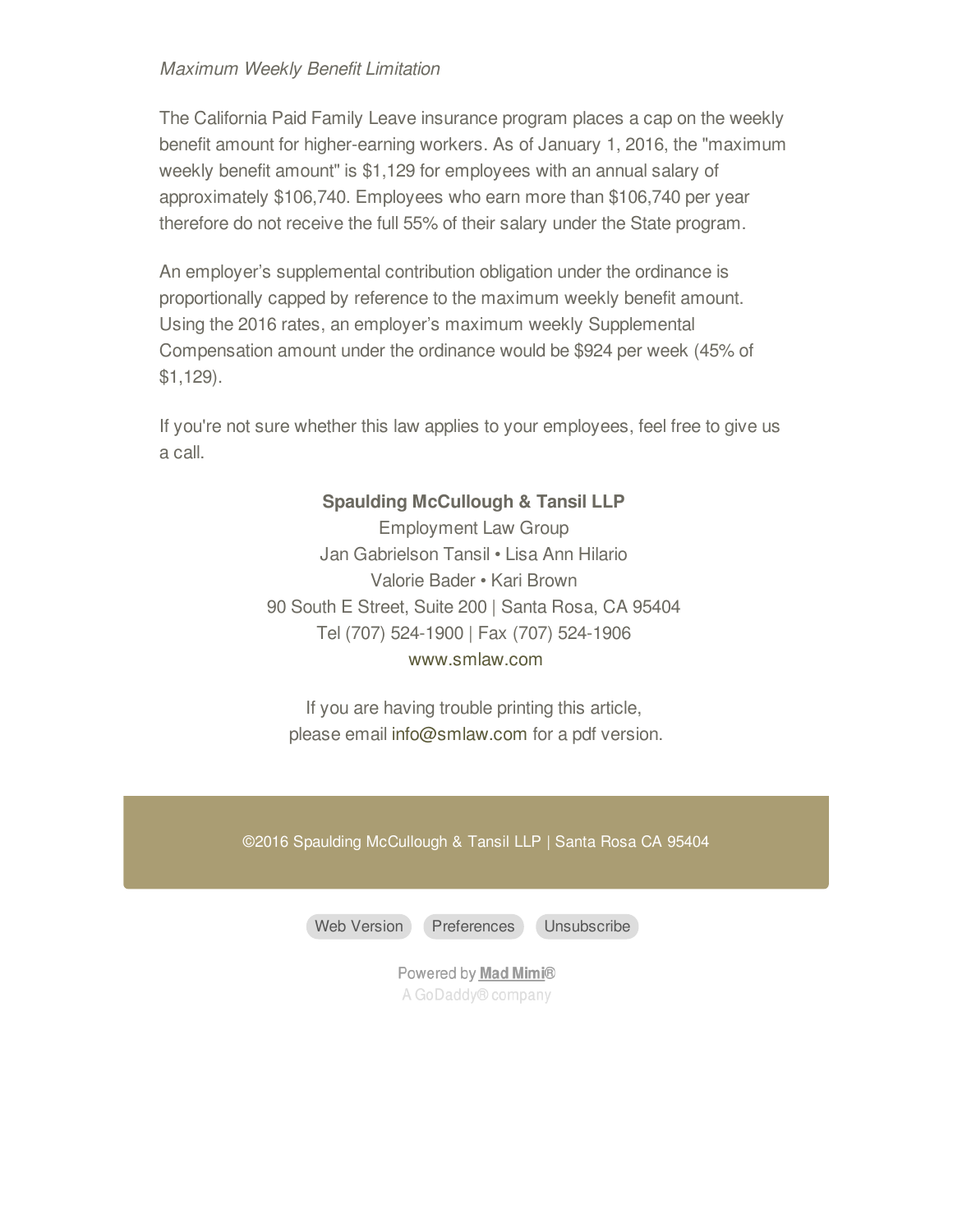*Maximum Weekly Benefit Limitation*

The California Paid Family Leave insurance program places a cap on the weekly benefit amount for higher-earning workers. As of January 1, 2016, the "maximum weekly benefit amount" is $1,129 for employees with an annual salary of approximately $106,740. Employees who earn more than $106,740 per year therefore do not receive the full 55% of their salary under the State program.

An employer's supplemental contribution obligation under the ordinance is proportionally capped by reference to the maximum weekly benefit amount. Using the 2016 rates, an employer's maximum weekly Supplemental Compensation amount under the ordinance would be $924 per week (45% of $1,129).

If you're not sure whether this law applies to your employees, feel free to give us a call.

**Spaulding McCullough & Tansil LLP**
Employment Law Group
Jan Gabrielson Tansil • Lisa Ann Hilario
Valorie Bader • Kari Brown
90 South E Street, Suite 200 | Santa Rosa, CA 95404
Tel (707) 524-1900 | Fax (707) 524-1906
www.smlaw.com

If you are having trouble printing this article,
please email info@smlaw.com for a pdf version.

©2016 Spaulding McCullough & Tansil LLP | Santa Rosa CA 95404

Web Version Preferences Unsubscribe

Powered by **Mad Mimi**®
A GoDaddy® company